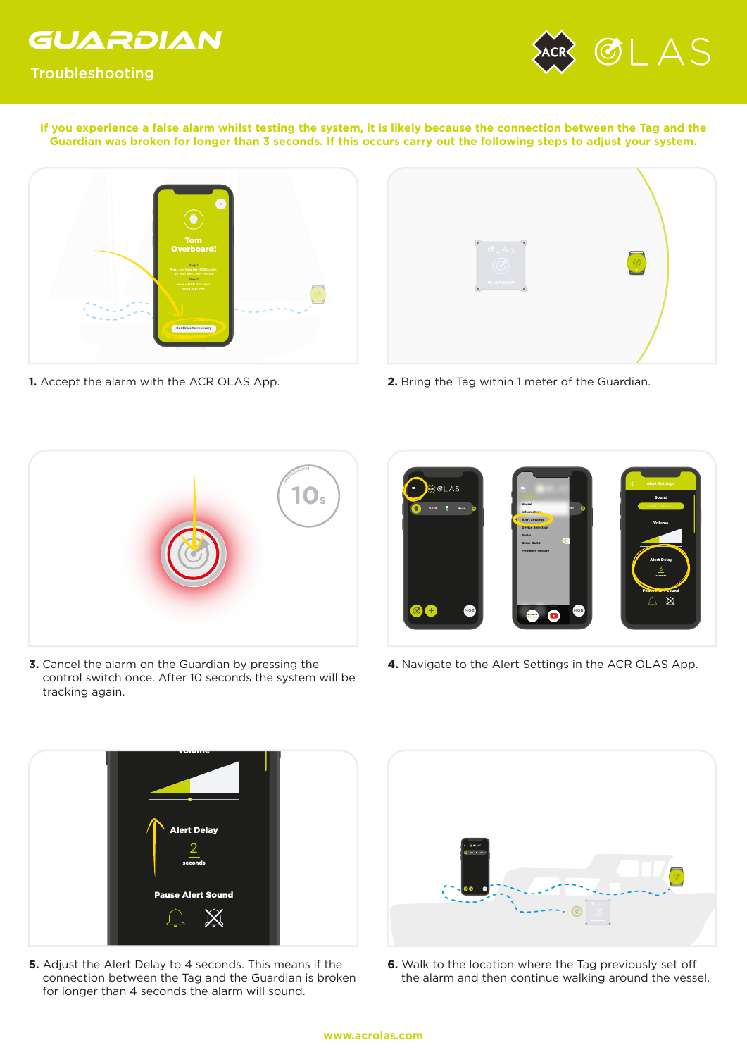# GUARDIAN

## Troubleshooting

**If you experience a false alarm whilst testing the system, it is likely because the connection between the Tag and the Guardian was broken for longer than 3 seconds. If this occurs carry out the following steps to adjust your system.**

**1.** Accept the alarm with the ACR OLAS App.

**2.** Bring the Tag within 1 meter of the Guardian.

**3.** Cancel the alarm on the Guardian by pressing the control switch once. After 10 seconds the system will be tracking again.

**4.** Navigate to the Alert Settings in the ACR OLAS App.

**5.** Adjust the Alert Delay to 4 seconds. This means if the connection between the Tag and the Guardian is broken for longer than 4 seconds the alarm will sound.

**6.** Walk to the location where the Tag previously set off the alarm and then continue walking around the vessel.

www.acrolas.com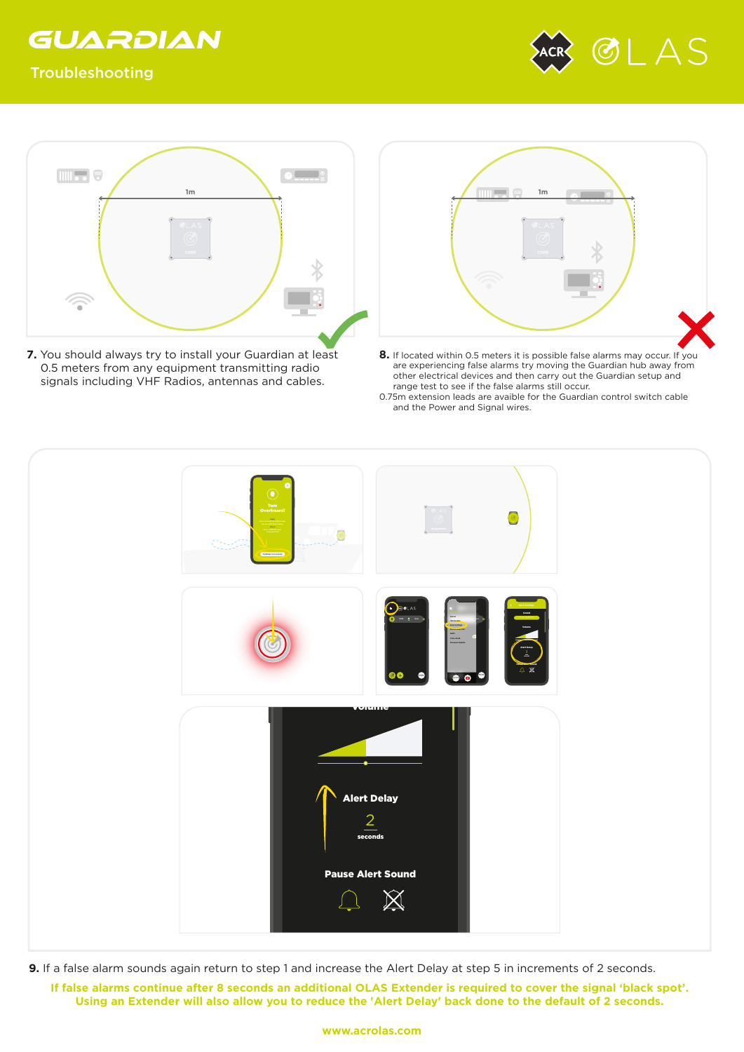# GUARDIAN

## Troubleshooting

7. You should always try to install your Guardian at least 0.5 meters from any equipment transmitting radio signals including VHF Radios, antennas and cables.

8. If located within 0.5 meters it is possible false alarms may occur. If you are experiencing false alarms try moving the Guardian hub away from other electrical devices and then carry out the Guardian setup and range test to see if the false alarms still occur.
0.75m extension leads are avaible for the Guardian control switch cable and the Power and Signal wires.

9. If a false alarm sounds again return to step 1 and increase the Alert Delay at step 5 in increments of 2 seconds.

**If false alarms continue after 8 seconds an additional OLAS Extender is required to cover the signal 'black spot'. Using an Extender will also allow you to reduce the 'Alert Delay' back done to the default of 2 seconds.**

www.acrolas.com